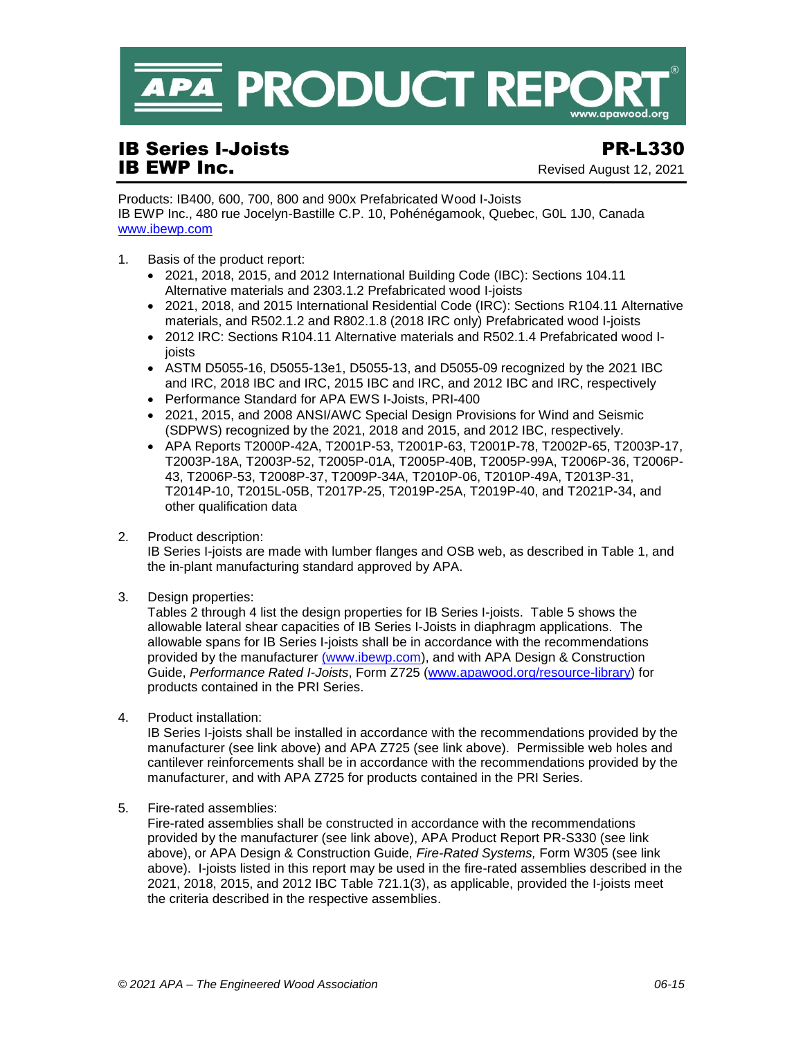# APA PRODUCT REPORT

## IB Series I-Joists
## IB EWP Inc.

**PR-L330**

Revised August 12, 2021

Products: IB400, 600, 700, 800 and 900x Prefabricated Wood I-Joists
IB EWP Inc., 480 rue Jocelyn-Bastille C.P. 10, Pohénégamook, Quebec, G0L 1J0, Canada
www.ibewp.com

1. Basis of the product report:
   - 2021, 2018, 2015, and 2012 International Building Code (IBC): Sections 104.11 Alternative materials and 2303.1.2 Prefabricated wood I-joists
   - 2021, 2018, and 2015 International Residential Code (IRC): Sections R104.11 Alternative materials, and R502.1.2 and R802.1.8 (2018 IRC only) Prefabricated wood I-joists
   - 2012 IRC: Sections R104.11 Alternative materials and R502.1.4 Prefabricated wood I-joists
   - ASTM D5055-16, D5055-13e1, D5055-13, and D5055-09 recognized by the 2021 IBC and IRC, 2018 IBC and IRC, 2015 IBC and IRC, and 2012 IBC and IRC, respectively
   - Performance Standard for APA EWS I-Joists, PRI-400
   - 2021, 2015, and 2008 ANSI/AWC Special Design Provisions for Wind and Seismic (SDPWS) recognized by the 2021, 2018 and 2015, and 2012 IBC, respectively.
   - APA Reports T2000P-42A, T2001P-53, T2001P-63, T2001P-78, T2002P-65, T2003P-17, T2003P-18A, T2003P-52, T2005P-01A, T2005P-40B, T2005P-99A, T2006P-36, T2006P-43, T2006P-53, T2008P-37, T2009P-34A, T2010P-06, T2010P-49A, T2013P-31, T2014P-10, T2015L-05B, T2017P-25, T2019P-25A, T2019P-40, and T2021P-34, and other qualification data

2. Product description:
   IB Series I-joists are made with lumber flanges and OSB web, as described in Table 1, and the in-plant manufacturing standard approved by APA.

3. Design properties:
   Tables 2 through 4 list the design properties for IB Series I-joists. Table 5 shows the allowable lateral shear capacities of IB Series I-Joists in diaphragm applications. The allowable spans for IB Series I-joists shall be in accordance with the recommendations provided by the manufacturer (www.ibewp.com), and with APA Design & Construction Guide, *Performance Rated I-Joists*, Form Z725 (www.apawood.org/resource-library) for products contained in the PRI Series.

4. Product installation:
   IB Series I-joists shall be installed in accordance with the recommendations provided by the manufacturer (see link above) and APA Z725 (see link above). Permissible web holes and cantilever reinforcements shall be in accordance with the recommendations provided by the manufacturer, and with APA Z725 for products contained in the PRI Series.

5. Fire-rated assemblies:
   Fire-rated assemblies shall be constructed in accordance with the recommendations provided by the manufacturer (see link above), APA Product Report PR-S330 (see link above), or APA Design & Construction Guide, *Fire-Rated Systems,* Form W305 (see link above). I-joists listed in this report may be used in the fire-rated assemblies described in the 2021, 2018, 2015, and 2012 IBC Table 721.1(3), as applicable, provided the I-joists meet the criteria described in the respective assemblies.

*© 2021 APA – The Engineered Wood Association* *06-15*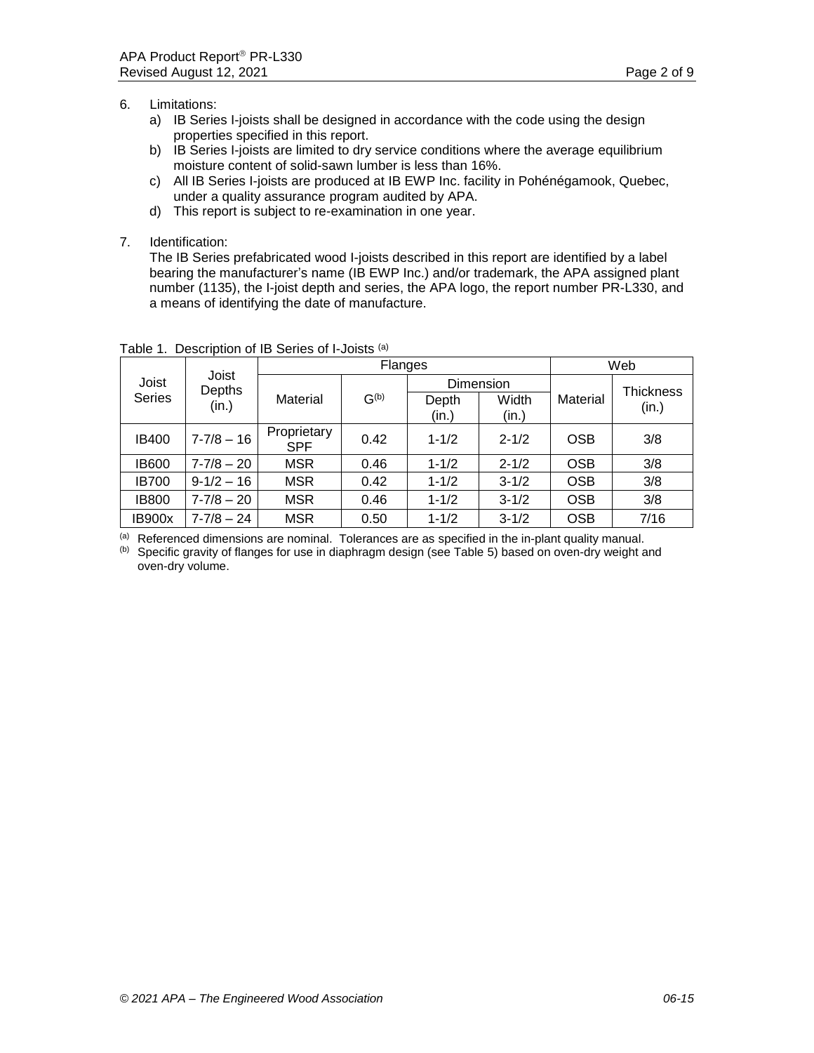6. Limitations:
   a) IB Series I-joists shall be designed in accordance with the code using the design properties specified in this report.
   b) IB Series I-joists are limited to dry service conditions where the average equilibrium moisture content of solid-sawn lumber is less than 16%.
   c) All IB Series I-joists are produced at IB EWP Inc. facility in Pohénégamook, Quebec, under a quality assurance program audited by APA.
   d) This report is subject to re-examination in one year.

7. Identification:
   The IB Series prefabricated wood I-joists described in this report are identified by a label bearing the manufacturer's name (IB EWP Inc.) and/or trademark, the APA assigned plant number (1135), the I-joist depth and series, the APA logo, the report number PR-L330, and a means of identifying the date of manufacture.

Table 1. Description of IB Series of I-Joists [(a)]

| Joist Series | Joist Depths (in.) | Flanges | | | | Web | |
|---|---|---|---|---|---|---|---|
| | | Material | G[(b)] | Dimension | | Material | Thickness (in.) |
| | | | | Depth (in.) | Width (in.) | | |
| IB400 | 7-7/8 – 16 | Proprietary SPF | 0.42 | 1-1/2 | 2-1/2 | OSB | 3/8 |
| IB600 | 7-7/8 – 20 | MSR | 0.46 | 1-1/2 | 2-1/2 | OSB | 3/8 |
| IB700 | 9-1/2 – 16 | MSR | 0.42 | 1-1/2 | 3-1/2 | OSB | 3/8 |
| IB800 | 7-7/8 – 20 | MSR | 0.46 | 1-1/2 | 3-1/2 | OSB | 3/8 |
| IB900x | 7-7/8 – 24 | MSR | 0.50 | 1-1/2 | 3-1/2 | OSB | 7/16 |

[(a)] Referenced dimensions are nominal. Tolerances are as specified in the in-plant quality manual.
[(b)] Specific gravity of flanges for use in diaphragm design (see Table 5) based on oven-dry weight and oven-dry volume.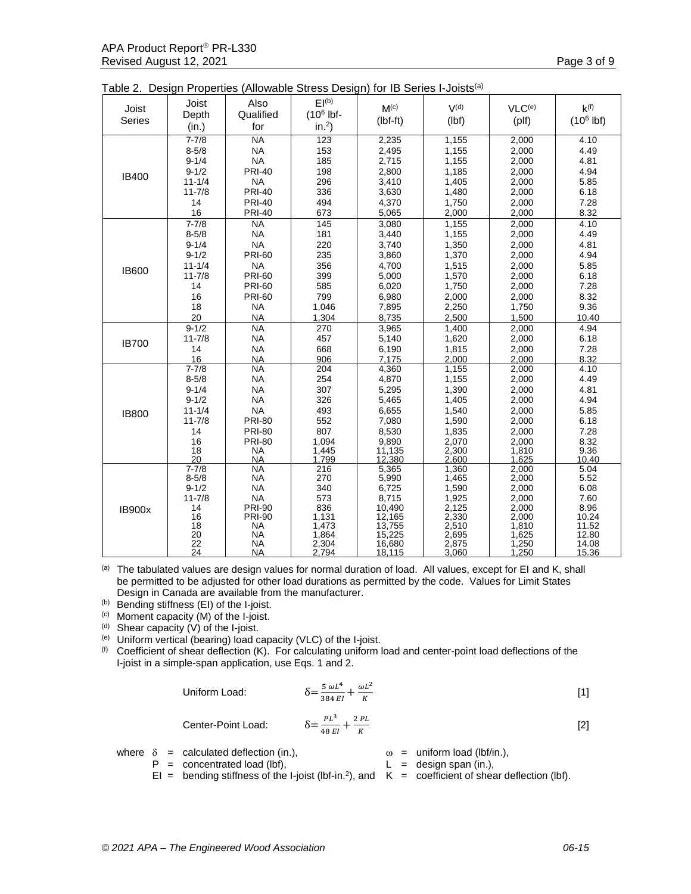Table 2. Design Properties (Allowable Stress Design) for IB Series I-Joists[(a)]

| Joist Series | Joist Depth (in.) | Also Qualified for | EI[(b)] ($10^6$ lbf-in.$^2$) | M[(c)] (lbf-ft) | V[(d)] (lbf) | VLC[(e)] (plf) | k[(f)] ($10^6$ lbf) |
|---|---|---|---|---|---|---|---|
| IB400 | 7-7/8 | NA | 123 | 2,235 | 1,155 | 2,000 | 4.10 |
| | 8-5/8 | NA | 153 | 2,495 | 1,155 | 2,000 | 4.49 |
| | 9-1/4 | NA | 185 | 2,715 | 1,155 | 2,000 | 4.81 |
| | 9-1/2 | PRI-40 | 198 | 2,800 | 1,185 | 2,000 | 4.94 |
| | 11-1/4 | NA | 296 | 3,410 | 1,405 | 2,000 | 5.85 |
| | 11-7/8 | PRI-40 | 336 | 3,630 | 1,480 | 2,000 | 6.18 |
| | 14 | PRI-40 | 494 | 4,370 | 1,750 | 2,000 | 7.28 |
| | 16 | PRI-40 | 673 | 5,065 | 2,000 | 2,000 | 8.32 |
| IB600 | 7-7/8 | NA | 145 | 3,080 | 1,155 | 2,000 | 4.10 |
| | 8-5/8 | NA | 181 | 3,440 | 1,155 | 2,000 | 4.49 |
| | 9-1/4 | NA | 220 | 3,740 | 1,350 | 2,000 | 4.81 |
| | 9-1/2 | PRI-60 | 235 | 3,860 | 1,370 | 2,000 | 4.94 |
| | 11-1/4 | NA | 356 | 4,700 | 1,515 | 2,000 | 5.85 |
| | 11-7/8 | PRI-60 | 399 | 5,000 | 1,570 | 2,000 | 6.18 |
| | 14 | PRI-60 | 585 | 6,020 | 1,750 | 2,000 | 7.28 |
| | 16 | PRI-60 | 799 | 6,980 | 2,000 | 2,000 | 8.32 |
| | 18 | NA | 1,046 | 7,895 | 2,250 | 1,750 | 9.36 |
| | 20 | NA | 1,304 | 8,735 | 2,500 | 1,500 | 10.40 |
| IB700 | 9-1/2 | NA | 270 | 3,965 | 1,400 | 2,000 | 4.94 |
| | 11-7/8 | NA | 457 | 5,140 | 1,620 | 2,000 | 6.18 |
| | 14 | NA | 668 | 6,190 | 1,815 | 2,000 | 7.28 |
| | 16 | NA | 906 | 7,175 | 2,000 | 2,000 | 8.32 |
| IB800 | 7-7/8 | NA | 204 | 4,360 | 1,155 | 2,000 | 4.10 |
| | 8-5/8 | NA | 254 | 4,870 | 1,155 | 2,000 | 4.49 |
| | 9-1/4 | NA | 307 | 5,295 | 1,390 | 2,000 | 4.81 |
| | 9-1/2 | NA | 326 | 5,465 | 1,405 | 2,000 | 4.94 |
| | 11-1/4 | NA | 493 | 6,655 | 1,540 | 2,000 | 5.85 |
| | 11-7/8 | PRI-80 | 552 | 7,080 | 1,590 | 2,000 | 6.18 |
| | 14 | PRI-80 | 807 | 8,530 | 1,835 | 2,000 | 7.28 |
| | 16 | PRI-80 | 1,094 | 9,890 | 2,070 | 2,000 | 8.32 |
| | 18 | NA | 1,445 | 11,135 | 2,300 | 1,810 | 9.36 |
| | 20 | NA | 1,799 | 12,380 | 2,600 | 1,625 | 10.40 |
| IB900x | 7-7/8 | NA | 216 | 5,365 | 1,360 | 2,000 | 5.04 |
| | 8-5/8 | NA | 270 | 5,990 | 1,465 | 2,000 | 5.52 |
| | 9-1/2 | NA | 340 | 6,725 | 1,590 | 2,000 | 6.08 |
| | 11-7/8 | NA | 573 | 8,715 | 1,925 | 2,000 | 7.60 |
| | 14 | PRI-90 | 836 | 10,490 | 2,125 | 2,000 | 8.96 |
| | 16 | PRI-90 | 1,131 | 12,165 | 2,330 | 2,000 | 10.24 |
| | 18 | NA | 1,473 | 13,755 | 2,510 | 1,810 | 11.52 |
| | 20 | NA | 1,864 | 15,225 | 2,695 | 1,625 | 12.80 |
| | 22 | NA | 2,304 | 16,680 | 2,875 | 1,250 | 14.08 |
| | 24 | NA | 2,794 | 18,115 | 3,060 | 1,250 | 15.36 |

[(a)] The tabulated values are design values for normal duration of load. All values, except for EI and K, shall be permitted to be adjusted for other load durations as permitted by the code. Values for Limit States Design in Canada are available from the manufacturer.

[(b)] Bending stiffness (EI) of the I-joist.

[(c)] Moment capacity (M) of the I-joist.

[(d)] Shear capacity (V) of the I-joist.

[(e)] Uniform vertical (bearing) load capacity (VLC) of the I-joist.

[(f)] Coefficient of shear deflection (K). For calculating uniform load and center-point load deflections of the I-joist in a simple-span application, use Eqs. 1 and 2.

Uniform Load:
$$\delta = \frac{5\,\omega L^4}{384\,EI} + \frac{\omega L^2}{K} \quad [1]$$

Center-Point Load:
$$\delta = \frac{PL^3}{48\,EI} + \frac{2\,PL}{K} \quad [2]$$

where
- $\delta$ = calculated deflection (in.),
- $\omega$ = uniform load (lbf/in.),
- $P$ = concentrated load (lbf),
- $L$ = design span (in.),
- $EI$ = bending stiffness of the I-joist (lbf-in.$^2$), and
- $K$ = coefficient of shear deflection (lbf).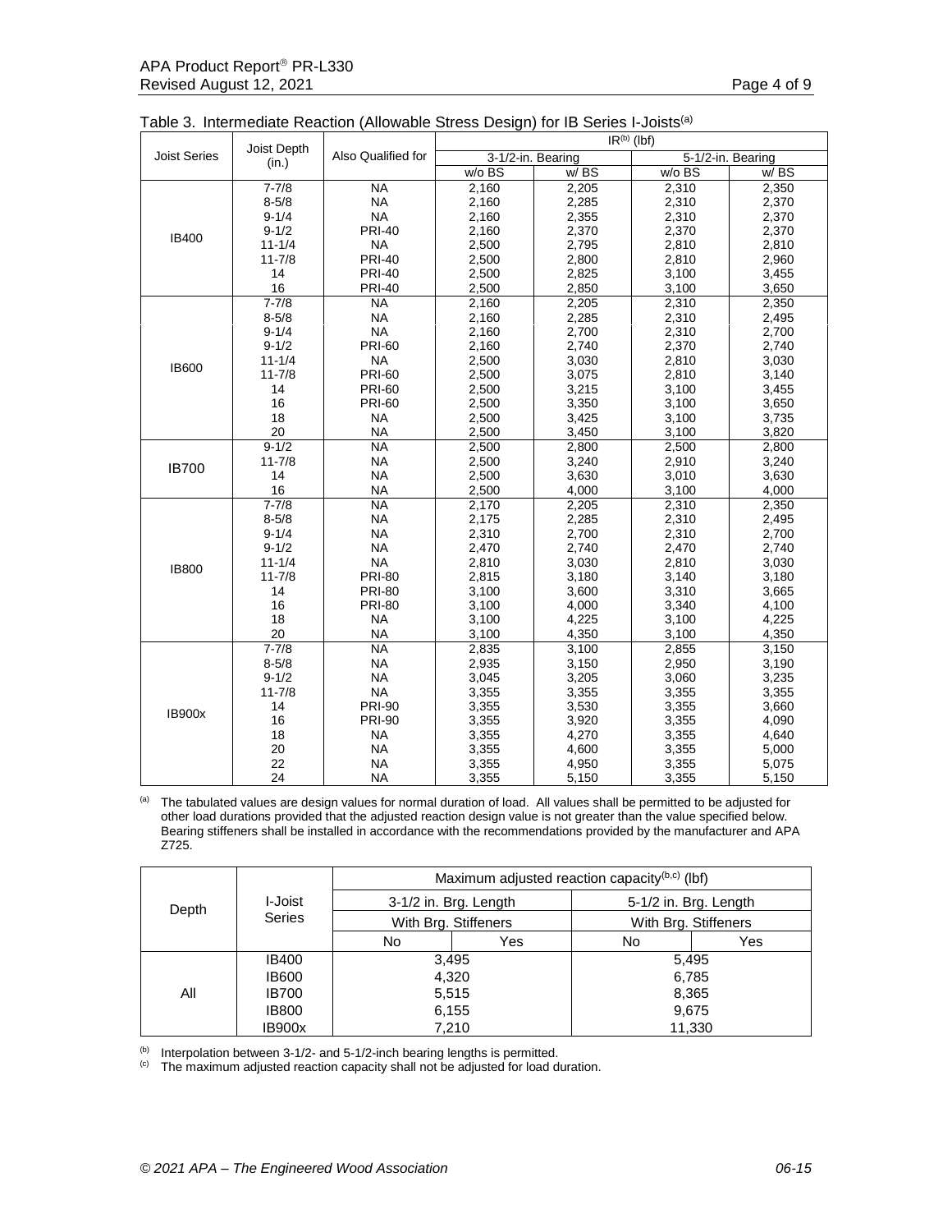Table 3. Intermediate Reaction (Allowable Stress Design) for IB Series I-Joists[(a)]

| Joist Series | Joist Depth (in.) | Also Qualified for | IR[(b)] (lbf) | | | |
|---|---|---|---|---|---|---|
| | | | 3-1/2-in. Bearing | | 5-1/2-in. Bearing | |
| | | | w/o BS | w/ BS | w/o BS | w/ BS |
| IB400 | 7-7/8 | NA | 2,160 | 2,205 | 2,310 | 2,350 |
| | 8-5/8 | NA | 2,160 | 2,285 | 2,310 | 2,370 |
| | 9-1/4 | NA | 2,160 | 2,355 | 2,310 | 2,370 |
| | 9-1/2 | PRI-40 | 2,160 | 2,370 | 2,370 | 2,370 |
| | 11-1/4 | NA | 2,500 | 2,795 | 2,810 | 2,810 |
| | 11-7/8 | PRI-40 | 2,500 | 2,800 | 2,810 | 2,960 |
| | 14 | PRI-40 | 2,500 | 2,825 | 3,100 | 3,455 |
| | 16 | PRI-40 | 2,500 | 2,850 | 3,100 | 3,650 |
| IB600 | 7-7/8 | NA | 2,160 | 2,205 | 2,310 | 2,350 |
| | 8-5/8 | NA | 2,160 | 2,285 | 2,310 | 2,495 |
| | 9-1/4 | NA | 2,160 | 2,700 | 2,310 | 2,700 |
| | 9-1/2 | PRI-60 | 2,160 | 2,740 | 2,370 | 2,740 |
| | 11-1/4 | NA | 2,500 | 3,030 | 2,810 | 3,030 |
| | 11-7/8 | PRI-60 | 2,500 | 3,075 | 2,810 | 3,140 |
| | 14 | PRI-60 | 2,500 | 3,215 | 3,100 | 3,455 |
| | 16 | PRI-60 | 2,500 | 3,350 | 3,100 | 3,650 |
| | 18 | NA | 2,500 | 3,425 | 3,100 | 3,735 |
| | 20 | NA | 2,500 | 3,450 | 3,100 | 3,820 |
| IB700 | 9-1/2 | NA | 2,500 | 2,800 | 2,500 | 2,800 |
| | 11-7/8 | NA | 2,500 | 3,240 | 2,910 | 3,240 |
| | 14 | NA | 2,500 | 3,630 | 3,010 | 3,630 |
| | 16 | NA | 2,500 | 4,000 | 3,100 | 4,000 |
| IB800 | 7-7/8 | NA | 2,170 | 2,205 | 2,310 | 2,350 |
| | 8-5/8 | NA | 2,175 | 2,285 | 2,310 | 2,495 |
| | 9-1/4 | NA | 2,310 | 2,700 | 2,310 | 2,700 |
| | 9-1/2 | NA | 2,470 | 2,740 | 2,470 | 2,740 |
| | 11-1/4 | NA | 2,810 | 3,030 | 2,810 | 3,030 |
| | 11-7/8 | PRI-80 | 2,815 | 3,180 | 3,140 | 3,180 |
| | 14 | PRI-80 | 3,100 | 3,600 | 3,310 | 3,665 |
| | 16 | PRI-80 | 3,100 | 4,000 | 3,340 | 4,100 |
| | 18 | NA | 3,100 | 4,225 | 3,100 | 4,225 |
| | 20 | NA | 3,100 | 4,350 | 3,100 | 4,350 |
| IB900x | 7-7/8 | NA | 2,835 | 3,100 | 2,855 | 3,150 |
| | 8-5/8 | NA | 2,935 | 3,150 | 2,950 | 3,190 |
| | 9-1/2 | NA | 3,045 | 3,205 | 3,060 | 3,235 |
| | 11-7/8 | NA | 3,355 | 3,355 | 3,355 | 3,355 |
| | 14 | PRI-90 | 3,355 | 3,530 | 3,355 | 3,660 |
| | 16 | PRI-90 | 3,355 | 3,920 | 3,355 | 4,090 |
| | 18 | NA | 3,355 | 4,270 | 3,355 | 4,640 |
| | 20 | NA | 3,355 | 4,600 | 3,355 | 5,000 |
| | 22 | NA | 3,355 | 4,950 | 3,355 | 5,075 |
| | 24 | NA | 3,355 | 5,150 | 3,355 | 5,150 |

[(a)] The tabulated values are design values for normal duration of load. All values shall be permitted to be adjusted for other load durations provided that the adjusted reaction design value is not greater than the value specified below. Bearing stiffeners shall be installed in accordance with the recommendations provided by the manufacturer and APA Z725.

| Depth | I-Joist Series | Maximum adjusted reaction capacity[(b,c)] (lbf) | | | |
|---|---|---|---|---|---|
| | | 3-1/2 in. Brg. Length | | 5-1/2 in. Brg. Length | |
| | | With Brg. Stiffeners | | With Brg. Stiffeners | |
| | | No | Yes | No | Yes |
| All | IB400 | 3,495 | | 5,495 | |
| | IB600 | 4,320 | | 6,785 | |
| | IB700 | 5,515 | | 8,365 | |
| | IB800 | 6,155 | | 9,675 | |
| | IB900x | 7,210 | | 11,330 | |

[(b)] Interpolation between 3-1/2- and 5-1/2-inch bearing lengths is permitted.

[(c)] The maximum adjusted reaction capacity shall not be adjusted for load duration.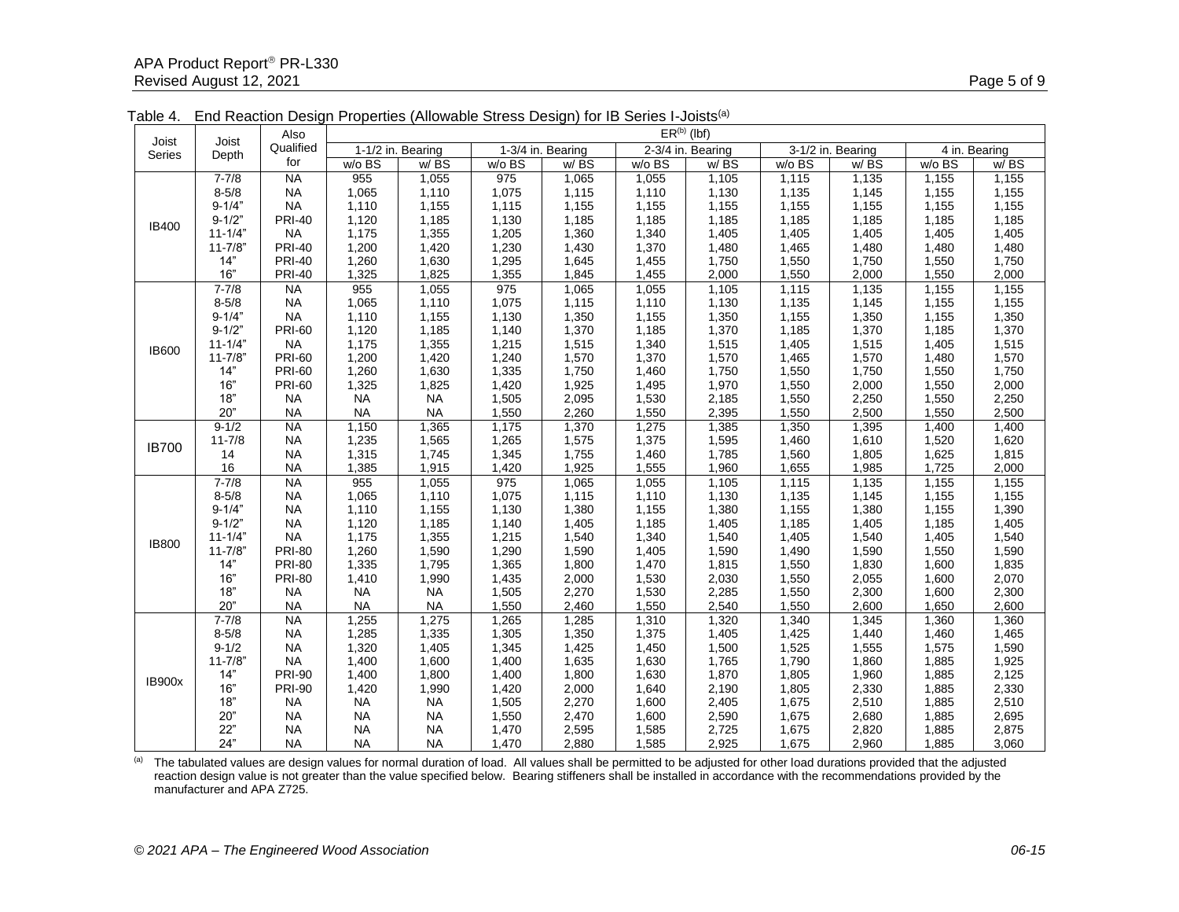Table 4. End Reaction Design Properties (Allowable Stress Design) for IB Series I-Joists[(a)]

| Joist Series | Joist Depth | Also Qualified for | $ER^{(b)}$ (lbf) | | | | | | | | | |
|---|---|---|---|---|---|---|---|---|---|---|---|---|
| | | | 1-1/2 in. Bearing | | 1-3/4 in. Bearing | | 2-3/4 in. Bearing | | 3-1/2 in. Bearing | | 4 in. Bearing | |
| | | | w/o BS | w/ BS | w/o BS | w/ BS | w/o BS | w/ BS | w/o BS | w/ BS | w/o BS | w/ BS |
| IB400 | 7-7/8 | NA | 955 | 1,055 | 975 | 1,065 | 1,055 | 1,105 | 1,115 | 1,135 | 1,155 | 1,155 |
| | 8-5/8 | NA | 1,065 | 1,110 | 1,075 | 1,115 | 1,110 | 1,130 | 1,135 | 1,145 | 1,155 | 1,155 |
| | 9-1/4" | NA | 1,110 | 1,155 | 1,115 | 1,155 | 1,155 | 1,155 | 1,155 | 1,155 | 1,155 | 1,155 |
| | 9-1/2" | PRI-40 | 1,120 | 1,185 | 1,130 | 1,185 | 1,185 | 1,185 | 1,185 | 1,185 | 1,185 | 1,185 |
| | 11-1/4" | NA | 1,175 | 1,355 | 1,205 | 1,360 | 1,340 | 1,405 | 1,405 | 1,405 | 1,405 | 1,405 |
| | 11-7/8" | PRI-40 | 1,200 | 1,420 | 1,230 | 1,430 | 1,370 | 1,480 | 1,465 | 1,480 | 1,480 | 1,480 |
| | 14" | PRI-40 | 1,260 | 1,630 | 1,295 | 1,645 | 1,455 | 1,750 | 1,550 | 1,750 | 1,550 | 1,750 |
| | 16" | PRI-40 | 1,325 | 1,825 | 1,355 | 1,845 | 1,455 | 2,000 | 1,550 | 2,000 | 1,550 | 2,000 |
| IB600 | 7-7/8 | NA | 955 | 1,055 | 975 | 1,065 | 1,055 | 1,105 | 1,115 | 1,135 | 1,155 | 1,155 |
| | 8-5/8 | NA | 1,065 | 1,110 | 1,075 | 1,115 | 1,110 | 1,130 | 1,135 | 1,145 | 1,155 | 1,155 |
| | 9-1/4" | NA | 1,110 | 1,155 | 1,130 | 1,350 | 1,155 | 1,350 | 1,155 | 1,350 | 1,155 | 1,350 |
| | 9-1/2" | PRI-60 | 1,120 | 1,185 | 1,140 | 1,370 | 1,185 | 1,370 | 1,185 | 1,370 | 1,185 | 1,370 |
| | 11-1/4" | NA | 1,175 | 1,355 | 1,215 | 1,515 | 1,340 | 1,515 | 1,405 | 1,515 | 1,405 | 1,515 |
| | 11-7/8" | PRI-60 | 1,200 | 1,420 | 1,240 | 1,570 | 1,370 | 1,570 | 1,465 | 1,570 | 1,480 | 1,570 |
| | 14" | PRI-60 | 1,260 | 1,630 | 1,335 | 1,750 | 1,460 | 1,750 | 1,550 | 1,750 | 1,550 | 1,750 |
| | 16" | PRI-60 | 1,325 | 1,825 | 1,420 | 1,925 | 1,495 | 1,970 | 1,550 | 2,000 | 1,550 | 2,000 |
| | 18" | NA | NA | NA | 1,505 | 2,095 | 1,530 | 2,185 | 1,550 | 2,250 | 1,550 | 2,250 |
| | 20" | NA | NA | NA | 1,550 | 2,260 | 1,550 | 2,395 | 1,550 | 2,500 | 1,550 | 2,500 |
| IB700 | 9-1/2 | NA | 1,150 | 1,365 | 1,175 | 1,370 | 1,275 | 1,385 | 1,350 | 1,395 | 1,400 | 1,400 |
| | 11-7/8 | NA | 1,235 | 1,565 | 1,265 | 1,575 | 1,375 | 1,595 | 1,460 | 1,610 | 1,520 | 1,620 |
| | 14 | NA | 1,315 | 1,745 | 1,345 | 1,755 | 1,460 | 1,785 | 1,560 | 1,805 | 1,625 | 1,815 |
| | 16 | NA | 1,385 | 1,915 | 1,420 | 1,925 | 1,555 | 1,960 | 1,655 | 1,985 | 1,725 | 2,000 |
| IB800 | 7-7/8 | NA | 955 | 1,055 | 975 | 1,065 | 1,055 | 1,105 | 1,115 | 1,135 | 1,155 | 1,155 |
| | 8-5/8 | NA | 1,065 | 1,110 | 1,075 | 1,115 | 1,110 | 1,130 | 1,135 | 1,145 | 1,155 | 1,155 |
| | 9-1/4" | NA | 1,110 | 1,155 | 1,130 | 1,380 | 1,155 | 1,380 | 1,155 | 1,380 | 1,155 | 1,390 |
| | 9-1/2" | NA | 1,120 | 1,185 | 1,140 | 1,405 | 1,185 | 1,405 | 1,185 | 1,405 | 1,185 | 1,405 |
| | 11-1/4" | NA | 1,175 | 1,355 | 1,215 | 1,540 | 1,340 | 1,540 | 1,405 | 1,540 | 1,405 | 1,540 |
| | 11-7/8" | PRI-80 | 1,260 | 1,590 | 1,290 | 1,590 | 1,405 | 1,590 | 1,490 | 1,590 | 1,550 | 1,590 |
| | 14" | PRI-80 | 1,335 | 1,795 | 1,365 | 1,800 | 1,470 | 1,815 | 1,550 | 1,830 | 1,600 | 1,835 |
| | 16" | PRI-80 | 1,410 | 1,990 | 1,435 | 2,000 | 1,530 | 2,030 | 1,550 | 2,055 | 1,600 | 2,070 |
| | 18" | NA | NA | NA | 1,505 | 2,270 | 1,530 | 2,285 | 1,550 | 2,300 | 1,600 | 2,300 |
| | 20" | NA | NA | NA | 1,550 | 2,460 | 1,550 | 2,540 | 1,550 | 2,600 | 1,650 | 2,600 |
| IB900x | 7-7/8 | NA | 1,255 | 1,275 | 1,265 | 1,285 | 1,310 | 1,320 | 1,340 | 1,345 | 1,360 | 1,360 |
| | 8-5/8 | NA | 1,285 | 1,335 | 1,305 | 1,350 | 1,375 | 1,405 | 1,425 | 1,440 | 1,460 | 1,465 |
| | 9-1/2 | NA | 1,320 | 1,405 | 1,345 | 1,425 | 1,450 | 1,500 | 1,525 | 1,555 | 1,575 | 1,590 |
| | 11-7/8" | NA | 1,400 | 1,600 | 1,400 | 1,635 | 1,630 | 1,765 | 1,790 | 1,860 | 1,885 | 1,925 |
| | 14" | PRI-90 | 1,400 | 1,800 | 1,400 | 1,800 | 1,630 | 1,870 | 1,805 | 1,960 | 1,885 | 2,125 |
| | 16" | PRI-90 | 1,420 | 1,990 | 1,420 | 2,000 | 1,640 | 2,190 | 1,805 | 2,330 | 1,885 | 2,330 |
| | 18" | NA | NA | NA | 1,505 | 2,270 | 1,600 | 2,405 | 1,675 | 2,510 | 1,885 | 2,510 |
| | 20" | NA | NA | NA | 1,550 | 2,470 | 1,600 | 2,590 | 1,675 | 2,680 | 1,885 | 2,695 |
| | 22" | NA | NA | NA | 1,470 | 2,595 | 1,585 | 2,725 | 1,675 | 2,820 | 1,885 | 2,875 |
| | 24" | NA | NA | NA | 1,470 | 2,880 | 1,585 | 2,925 | 1,675 | 2,960 | 1,885 | 3,060 |

[(a)] The tabulated values are design values for normal duration of load. All values shall be permitted to be adjusted for other load durations provided that the adjusted reaction design value is not greater than the value specified below. Bearing stiffeners shall be installed in accordance with the recommendations provided by the manufacturer and APA Z725.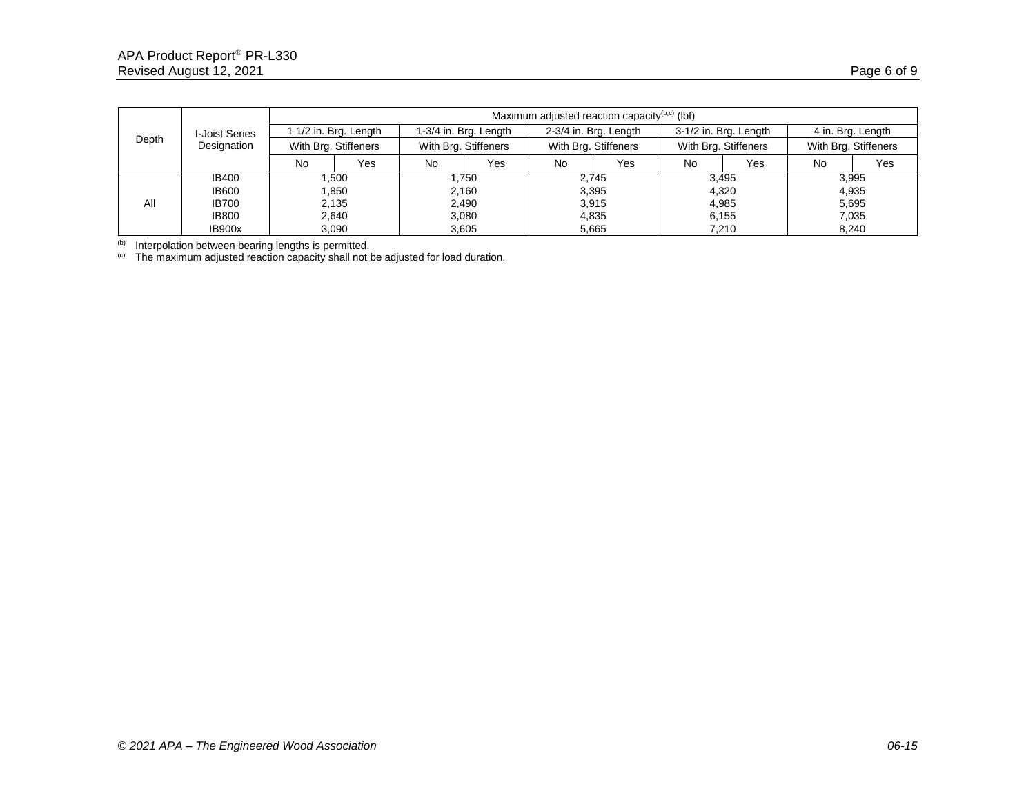| Depth | I-Joist Series Designation | Maximum adjusted reaction capacity[b,c] (lbf) | | | | | | | | | |
|---|---|---|---|---|---|---|---|---|---|---|---|
| | | 1 1/2 in. Brg. Length | | 1-3/4 in. Brg. Length | | 2-3/4 in. Brg. Length | | 3-1/2 in. Brg. Length | | 4 in. Brg. Length | |
| | | With Brg. Stiffeners | | With Brg. Stiffeners | | With Brg. Stiffeners | | With Brg. Stiffeners | | With Brg. Stiffeners | |
| | | No | Yes | No | Yes | No | Yes | No | Yes | No | Yes |
| All | IB400 | 1,500 | | 1,750 | | 2,745 | | 3,495 | | 3,995 | |
| | IB600 | 1,850 | | 2,160 | | 3,395 | | 4,320 | | 4,935 | |
| | IB700 | 2,135 | | 2,490 | | 3,915 | | 4,985 | | 5,695 | |
| | IB800 | 2,640 | | 3,080 | | 4,835 | | 6,155 | | 7,035 | |
| | IB900x | 3,090 | | 3,605 | | 5,665 | | 7,210 | | 8,240 | |

[b] Interpolation between bearing lengths is permitted.
[c] The maximum adjusted reaction capacity shall not be adjusted for load duration.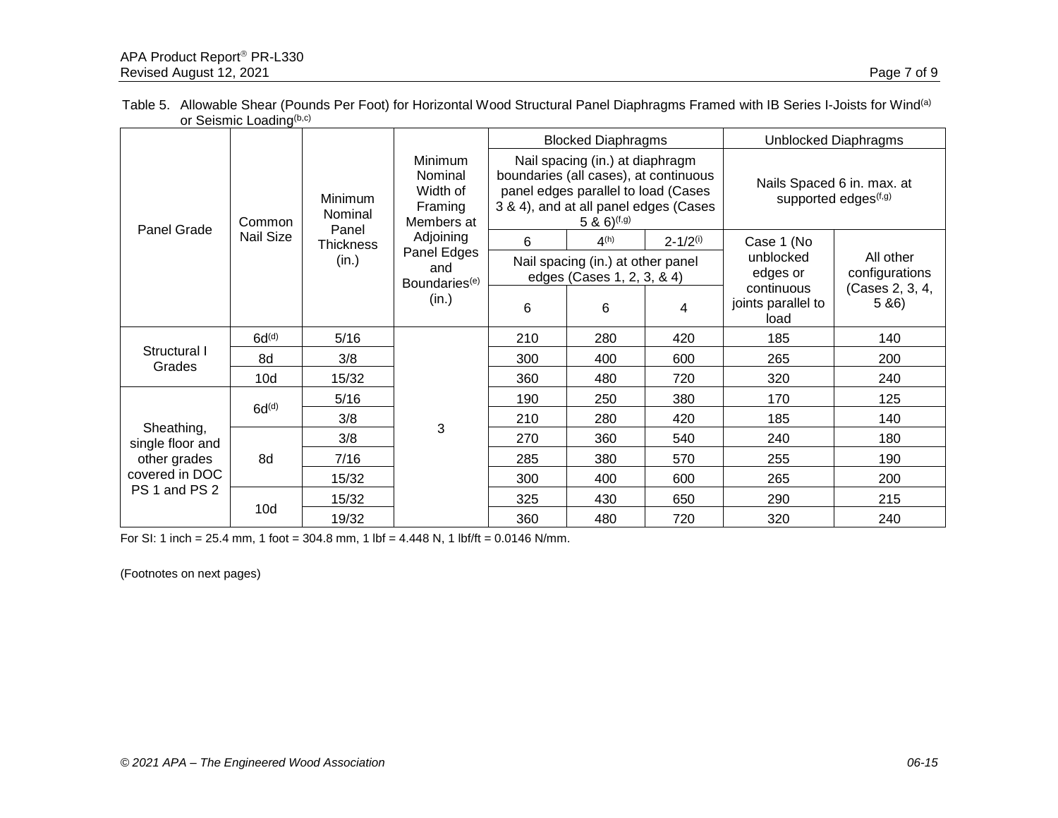Table 5. Allowable Shear (Pounds Per Foot) for Horizontal Wood Structural Panel Diaphragms Framed with IB Series I-Joists for Wind[a] or Seismic Loading[b,c]

| Panel Grade | Common Nail Size | Minimum Nominal Panel Thickness (in.) | Minimum Nominal Width of Framing Members at Adjoining Panel Edges and Boundaries[e] (in.) | Blocked Diaphragms | | | Unblocked Diaphragms | |
|---|---|---|---|---|---|---|---|---|
| | | | | Nail spacing (in.) at diaphragm boundaries (all cases), at continuous panel edges parallel to load (Cases 3 & 4), and at all panel edges (Cases 5 & 6)[f,g] | | | Nails Spaced 6 in. max. at supported edges[f,g] | |
| | | | | 6 | 4[h] | 2-1/2[i] | Case 1 (No unblocked edges or continuous joints parallel to load | All other configurations (Cases 2, 3, 4, 5 &6) |
| | | | | Nail spacing (in.) at other panel edges (Cases 1, 2, 3, & 4) | | | | |
| | | | | 6 | 6 | 4 | | |
| Structural I Grades | 6d[d] | 5/16 | 3 | 210 | 280 | 420 | 185 | 140 |
| | 8d | 3/8 | | 300 | 400 | 600 | 265 | 200 |
| | 10d | 15/32 | | 360 | 480 | 720 | 320 | 240 |
| Sheathing, single floor and other grades covered in DOC PS 1 and PS 2 | 6d[d] | 5/16 | | 190 | 250 | 380 | 170 | 125 |
| | | 3/8 | | 210 | 280 | 420 | 185 | 140 |
| | 8d | 3/8 | | 270 | 360 | 540 | 240 | 180 |
| | | 7/16 | | 285 | 380 | 570 | 255 | 190 |
| | | 15/32 | | 300 | 400 | 600 | 265 | 200 |
| | 10d | 15/32 | | 325 | 430 | 650 | 290 | 215 |
| | | 19/32 | | 360 | 480 | 720 | 320 | 240 |

For SI: 1 inch = 25.4 mm, 1 foot = 304.8 mm, 1 lbf = 4.448 N, 1 lbf/ft = 0.0146 N/mm.

(Footnotes on next pages)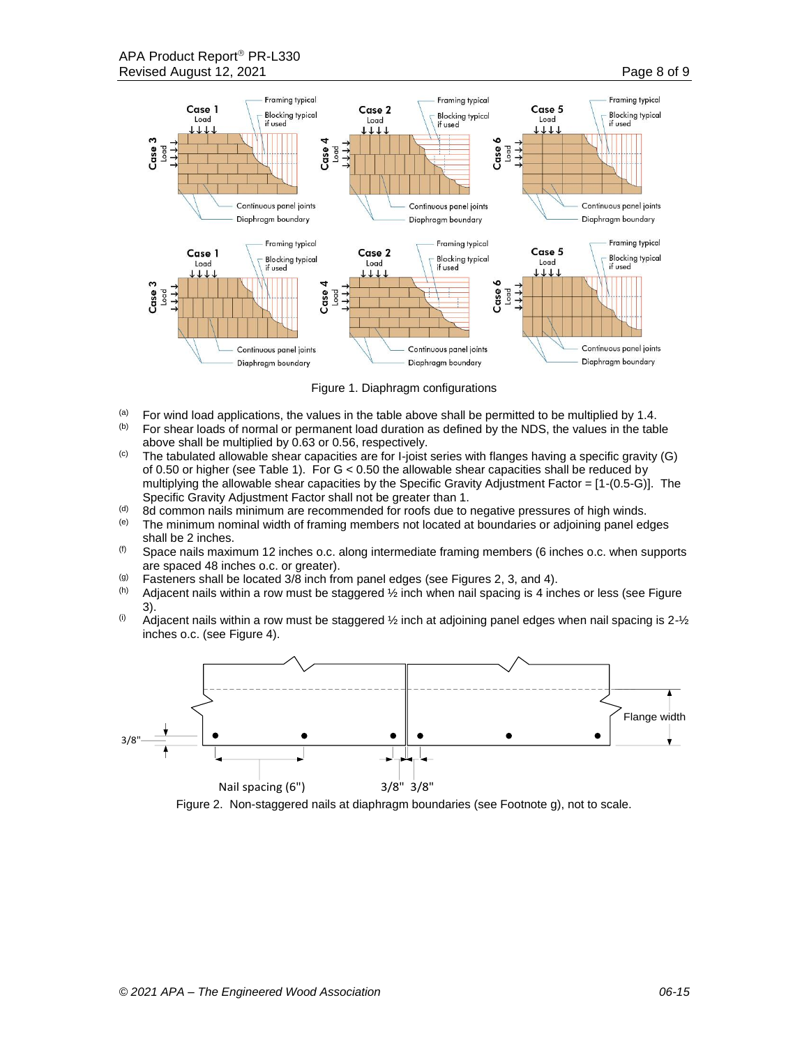Figure 1. Diaphragm configurations

(a) For wind load applications, the values in the table above shall be permitted to be multiplied by 1.4.

(b) For shear loads of normal or permanent load duration as defined by the NDS, the values in the table above shall be multiplied by 0.63 or 0.56, respectively.

(c) The tabulated allowable shear capacities are for I-joist series with flanges having a specific gravity (G) of 0.50 or higher (see Table 1). For G < 0.50 the allowable shear capacities shall be reduced by multiplying the allowable shear capacities by the Specific Gravity Adjustment Factor = [1-(0.5-G)]. The Specific Gravity Adjustment Factor shall not be greater than 1.

(d) 8d common nails minimum are recommended for roofs due to negative pressures of high winds.

(e) The minimum nominal width of framing members not located at boundaries or adjoining panel edges shall be 2 inches.

(f) Space nails maximum 12 inches o.c. along intermediate framing members (6 inches o.c. when supports are spaced 48 inches o.c. or greater).

(g) Fasteners shall be located 3/8 inch from panel edges (see Figures 2, 3, and 4).

(h) Adjacent nails within a row must be staggered ½ inch when nail spacing is 4 inches or less (see Figure 3).

(i) Adjacent nails within a row must be staggered ½ inch at adjoining panel edges when nail spacing is 2-½ inches o.c. (see Figure 4).

Figure 2. Non-staggered nails at diaphragm boundaries (see Footnote g), not to scale.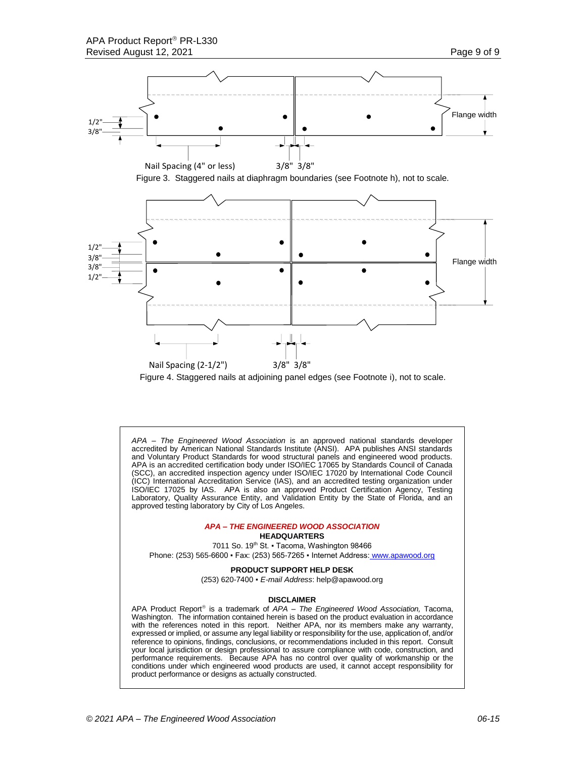1/2"
3/8"
Flange width
Nail Spacing (4" or less)
3/8" 3/8"

Figure 3. Staggered nails at diaphragm boundaries (see Footnote h), not to scale.

1/2"
3/8"
3/8"
1/2"
Flange width
Nail Spacing (2-1/2")
3/8" 3/8"

Figure 4. Staggered nails at adjoining panel edges (see Footnote i), not to scale.

*APA – The Engineered Wood Association* is an approved national standards developer accredited by American National Standards Institute (ANSI). APA publishes ANSI standards and Voluntary Product Standards for wood structural panels and engineered wood products. APA is an accredited certification body under ISO/IEC 17065 by Standards Council of Canada (SCC), an accredited inspection agency under ISO/IEC 17020 by International Code Council (ICC) International Accreditation Service (IAS), and an accredited testing organization under ISO/IEC 17025 by IAS. APA is also an approved Product Certification Agency, Testing Laboratory, Quality Assurance Entity, and Validation Entity by the State of Florida, and an approved testing laboratory by City of Los Angeles.

***APA – THE ENGINEERED WOOD ASSOCIATION***

**HEADQUARTERS**

7011 So. 19th St. ▪ Tacoma, Washington 98466

Phone: (253) 565-6600 ▪ Fax: (253) 565-7265 ▪ Internet Address: www.apawood.org

**PRODUCT SUPPORT HELP DESK**

(253) 620-7400 ▪ *E-mail Address*: help@apawood.org

**DISCLAIMER**

APA Product Report® is a trademark of *APA – The Engineered Wood Association,* Tacoma, Washington. The information contained herein is based on the product evaluation in accordance with the references noted in this report. Neither APA, nor its members make any warranty, expressed or implied, or assume any legal liability or responsibility for the use, application of, and/or reference to opinions, findings, conclusions, or recommendations included in this report. Consult your local jurisdiction or design professional to assure compliance with code, construction, and performance requirements. Because APA has no control over quality of workmanship or the conditions under which engineered wood products are used, it cannot accept responsibility for product performance or designs as actually constructed.

*© 2021 APA – The Engineered Wood Association* 06-15